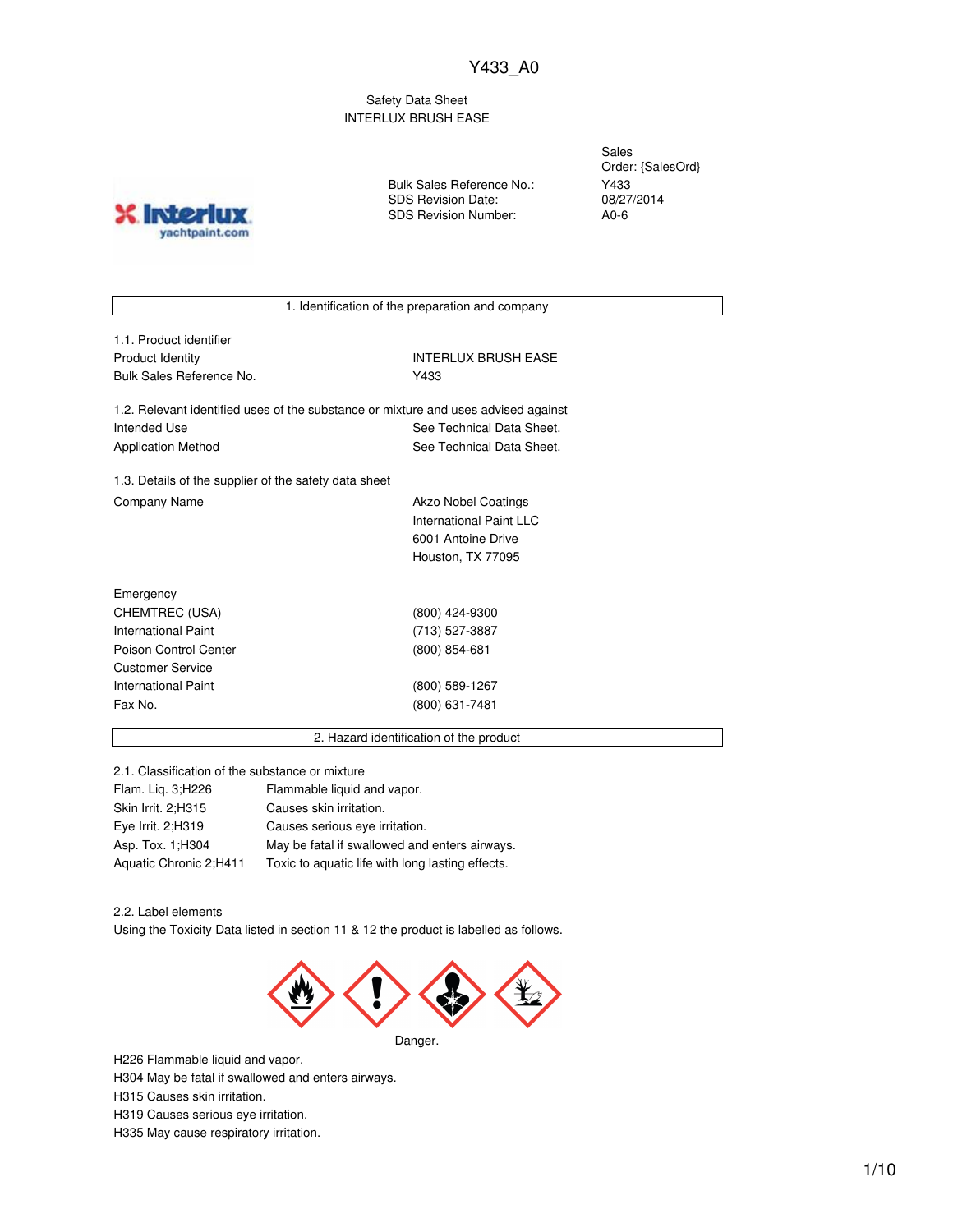Y433_A0

Safety Data Sheet
INTERLUX BRUSH EASE

| | |
|---|---|
| | Sales Order: {SalesOrd} |
| Bulk Sales Reference No.: | Y433 |
| SDS Revision Date: | 08/27/2014 |
| SDS Revision Number: | A0-6 |

## 1. Identification of the preparation and company

1.1. Product identifier

| | |
|---|---|
| Product Identity | INTERLUX BRUSH EASE |
| Bulk Sales Reference No. | Y433 |

1.2. Relevant identified uses of the substance or mixture and uses advised against

| | |
|---|---|
| Intended Use | See Technical Data Sheet. |
| Application Method | See Technical Data Sheet. |

1.3. Details of the supplier of the safety data sheet

| | |
|---|---|
| Company Name | Akzo Nobel Coatings<br>International Paint LLC<br>6001 Antoine Drive<br>Houston, TX 77095 |

| | |
|---|---|
| Emergency | |
| CHEMTREC (USA) | (800) 424-9300 |
| International Paint | (713) 527-3887 |
| Poison Control Center | (800) 854-681 |
| Customer Service | |
| International Paint | (800) 589-1267 |
| Fax No. | (800) 631-7481 |

## 2. Hazard identification of the product

2.1. Classification of the substance or mixture

| | |
|---|---|
| Flam. Liq. 3;H226 | Flammable liquid and vapor. |
| Skin Irrit. 2;H315 | Causes skin irritation. |
| Eye Irrit. 2;H319 | Causes serious eye irritation. |
| Asp. Tox. 1;H304 | May be fatal if swallowed and enters airways. |
| Aquatic Chronic 2;H411 | Toxic to aquatic life with long lasting effects. |

2.2. Label elements

Using the Toxicity Data listed in section 11 & 12 the product is labelled as follows.

Danger.

H226 Flammable liquid and vapor.
H304 May be fatal if swallowed and enters airways.
H315 Causes skin irritation.
H319 Causes serious eye irritation.
H335 May cause respiratory irritation.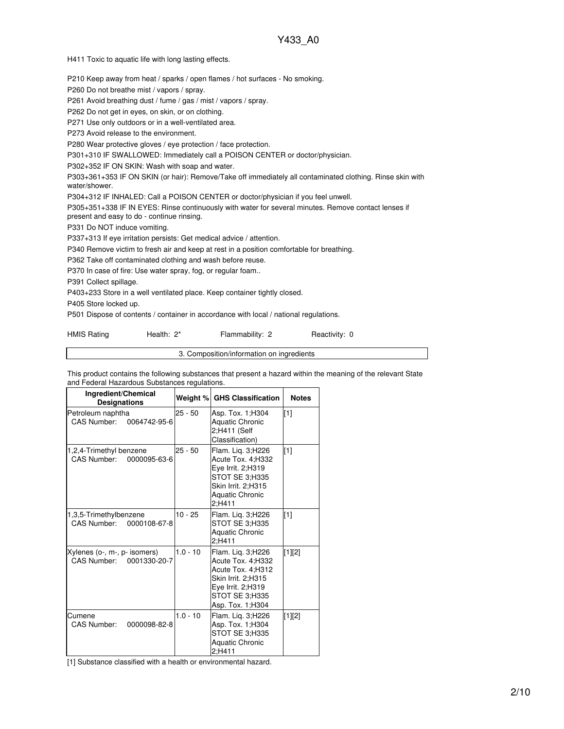H411 Toxic to aquatic life with long lasting effects.

P210 Keep away from heat / sparks / open flames / hot surfaces - No smoking.

P260 Do not breathe mist / vapors / spray.

P261 Avoid breathing dust / fume / gas / mist / vapors / spray.

P262 Do not get in eyes, on skin, or on clothing.

P271 Use only outdoors or in a well-ventilated area.

P273 Avoid release to the environment.

P280 Wear protective gloves / eye protection / face protection.

P301+310 IF SWALLOWED: Immediately call a POISON CENTER or doctor/physician.

P302+352 IF ON SKIN: Wash with soap and water.

P303+361+353 IF ON SKIN (or hair): Remove/Take off immediately all contaminated clothing. Rinse skin with water/shower.

P304+312 IF INHALED: Call a POISON CENTER or doctor/physician if you feel unwell.

P305+351+338 IF IN EYES: Rinse continuously with water for several minutes. Remove contact lenses if present and easy to do - continue rinsing.

P331 Do NOT induce vomiting.

P337+313 If eye irritation persists: Get medical advice / attention.

P340 Remove victim to fresh air and keep at rest in a position comfortable for breathing.

P362 Take off contaminated clothing and wash before reuse.

P370 In case of fire: Use water spray, fog, or regular foam..

P391 Collect spillage.

P403+233 Store in a well ventilated place. Keep container tightly closed.

P405 Store locked up.

P501 Dispose of contents / container in accordance with local / national regulations.

HMIS Rating    Health: 2*    Flammability: 2    Reactivity: 0

## 3. Composition/information on ingredients

This product contains the following substances that present a hazard within the meaning of the relevant State and Federal Hazardous Substances regulations.

| Ingredient/Chemical Designations | Weight % | GHS Classification | Notes |
|---|---|---|---|
| Petroleum naphtha<br>CAS Number: 0064742-95-6 | 25 - 50 | Asp. Tox. 1;H304<br>Aquatic Chronic 2;H411 (Self Classification) | [1] |
| 1,2,4-Trimethyl benzene<br>CAS Number: 0000095-63-6 | 25 - 50 | Flam. Liq. 3;H226<br>Acute Tox. 4;H332<br>Eye Irrit. 2;H319<br>STOT SE 3;H335<br>Skin Irrit. 2;H315<br>Aquatic Chronic 2;H411 | [1] |
| 1,3,5-Trimethylbenzene<br>CAS Number: 0000108-67-8 | 10 - 25 | Flam. Liq. 3;H226<br>STOT SE 3;H335<br>Aquatic Chronic 2;H411 | [1] |
| Xylenes (o-, m-, p- isomers)<br>CAS Number: 0001330-20-7 | 1.0 - 10 | Flam. Liq. 3;H226<br>Acute Tox. 4;H332<br>Acute Tox. 4;H312<br>Skin Irrit. 2;H315<br>Eye Irrit. 2;H319<br>STOT SE 3;H335<br>Asp. Tox. 1;H304 | [1][2] |
| Cumene<br>CAS Number: 0000098-82-8 | 1.0 - 10 | Flam. Liq. 3;H226<br>Asp. Tox. 1;H304<br>STOT SE 3;H335<br>Aquatic Chronic 2;H411 | [1][2] |

[1] Substance classified with a health or environmental hazard.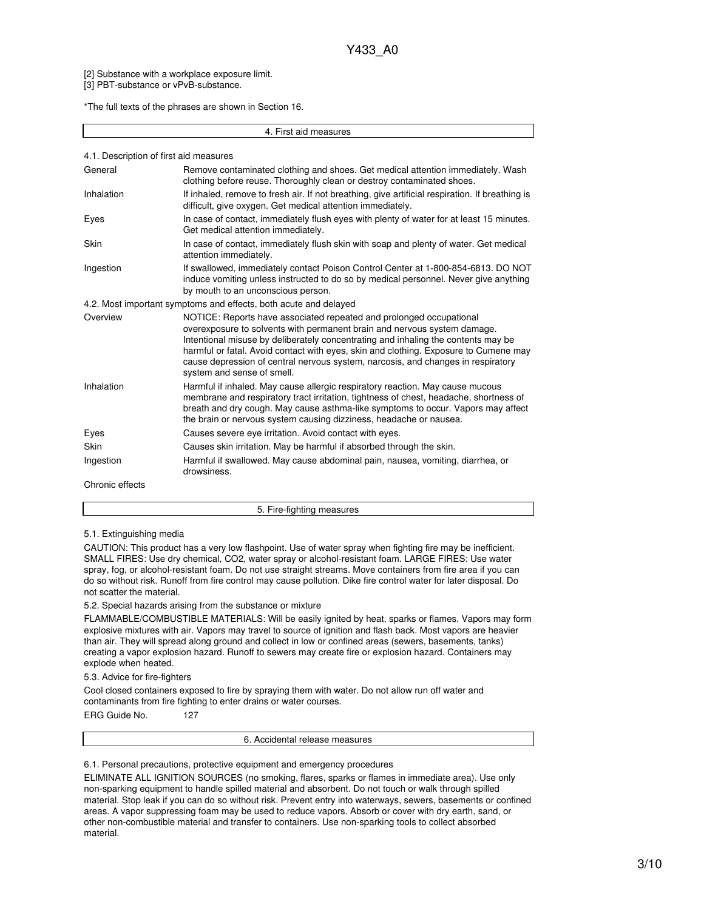[2] Substance with a workplace exposure limit.
[3] PBT-substance or vPvB-substance.

*The full texts of the phrases are shown in Section 16.

## 4. First aid measures

### 4.1. Description of first aid measures

| | |
|---|---|
| General | Remove contaminated clothing and shoes. Get medical attention immediately. Wash clothing before reuse. Thoroughly clean or destroy contaminated shoes. |
| Inhalation | If inhaled, remove to fresh air. If not breathing, give artificial respiration. If breathing is difficult, give oxygen. Get medical attention immediately. |
| Eyes | In case of contact, immediately flush eyes with plenty of water for at least 15 minutes. Get medical attention immediately. |
| Skin | In case of contact, immediately flush skin with soap and plenty of water. Get medical attention immediately. |
| Ingestion | If swallowed, immediately contact Poison Control Center at 1-800-854-6813. DO NOT induce vomiting unless instructed to do so by medical personnel. Never give anything by mouth to an unconscious person. |

### 4.2. Most important symptoms and effects, both acute and delayed

| | |
|---|---|
| Overview | NOTICE: Reports have associated repeated and prolonged occupational overexposure to solvents with permanent brain and nervous system damage. Intentional misuse by deliberately concentrating and inhaling the contents may be harmful or fatal. Avoid contact with eyes, skin and clothing. Exposure to Cumene may cause depression of central nervous system, narcosis, and changes in respiratory system and sense of smell. |
| Inhalation | Harmful if inhaled. May cause allergic respiratory reaction. May cause mucous membrane and respiratory tract irritation, tightness of chest, headache, shortness of breath and dry cough. May cause asthma-like symptoms to occur. Vapors may affect the brain or nervous system causing dizziness, headache or nausea. |
| Eyes | Causes severe eye irritation. Avoid contact with eyes. |
| Skin | Causes skin irritation. May be harmful if absorbed through the skin. |
| Ingestion | Harmful if swallowed. May cause abdominal pain, nausea, vomiting, diarrhea, or drowsiness. |
| Chronic effects | |

## 5. Fire-fighting measures

### 5.1. Extinguishing media

CAUTION: This product has a very low flashpoint. Use of water spray when fighting fire may be inefficient. SMALL FIRES: Use dry chemical, CO2, water spray or alcohol-resistant foam. LARGE FIRES: Use water spray, fog, or alcohol-resistant foam. Do not use straight streams. Move containers from fire area if you can do so without risk. Runoff from fire control may cause pollution. Dike fire control water for later disposal. Do not scatter the material.

### 5.2. Special hazards arising from the substance or mixture

FLAMMABLE/COMBUSTIBLE MATERIALS: Will be easily ignited by heat, sparks or flames. Vapors may form explosive mixtures with air. Vapors may travel to source of ignition and flash back. Most vapors are heavier than air. They will spread along ground and collect in low or confined areas (sewers, basements, tanks) creating a vapor explosion hazard. Runoff to sewers may create fire or explosion hazard. Containers may explode when heated.

### 5.3. Advice for fire-fighters

Cool closed containers exposed to fire by spraying them with water. Do not allow run off water and contaminants from fire fighting to enter drains or water courses.

ERG Guide No. 127

## 6. Accidental release measures

### 6.1. Personal precautions, protective equipment and emergency procedures

ELIMINATE ALL IGNITION SOURCES (no smoking, flares, sparks or flames in immediate area). Use only non-sparking equipment to handle spilled material and absorbent. Do not touch or walk through spilled material. Stop leak if you can do so without risk. Prevent entry into waterways, sewers, basements or confined areas. A vapor suppressing foam may be used to reduce vapors. Absorb or cover with dry earth, sand, or other non-combustible material and transfer to containers. Use non-sparking tools to collect absorbed material.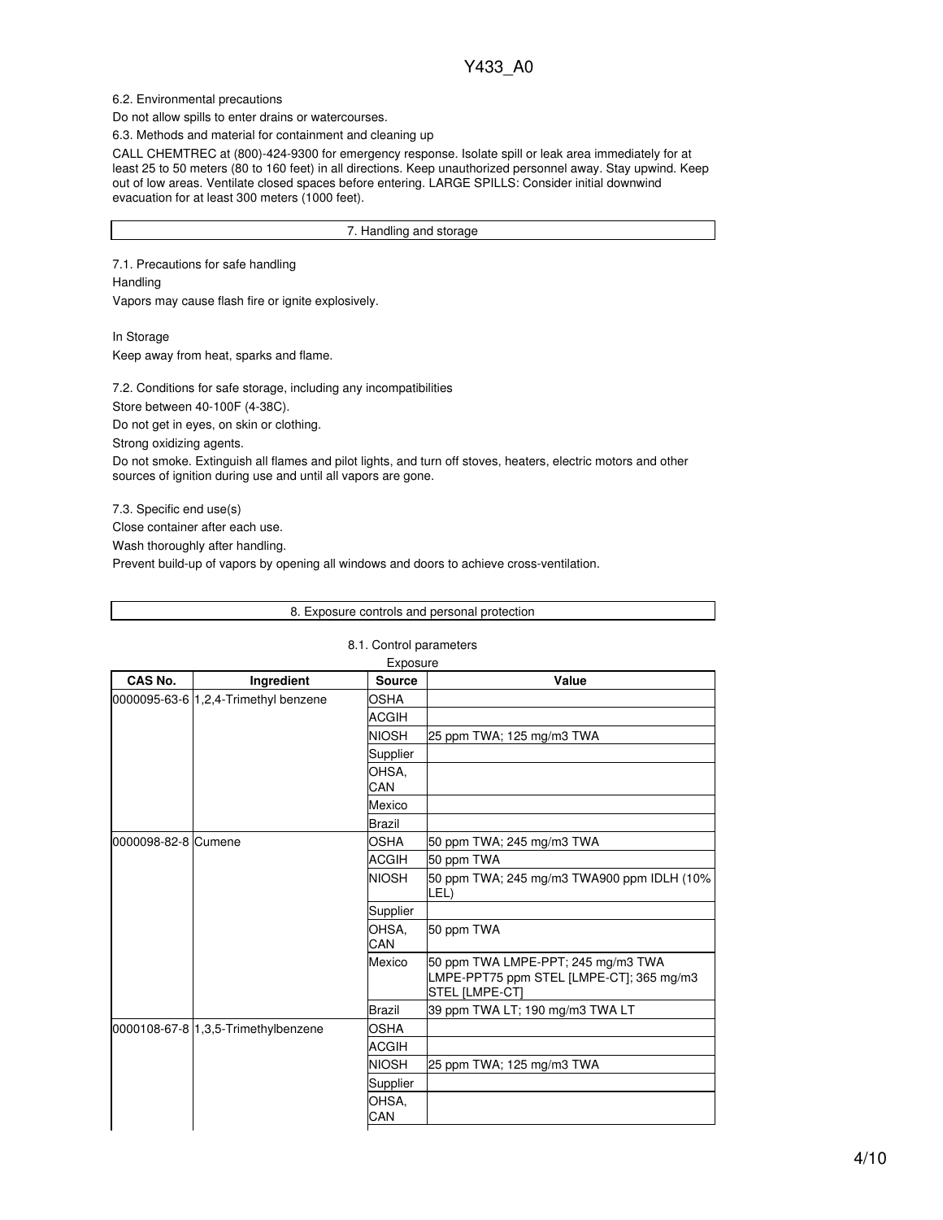6.2. Environmental precautions

Do not allow spills to enter drains or watercourses.

6.3. Methods and material for containment and cleaning up

CALL CHEMTREC at (800)-424-9300 for emergency response. Isolate spill or leak area immediately for at least 25 to 50 meters (80 to 160 feet) in all directions. Keep unauthorized personnel away. Stay upwind. Keep out of low areas. Ventilate closed spaces before entering. LARGE SPILLS: Consider initial downwind evacuation for at least 300 meters (1000 feet).

## 7. Handling and storage

7.1. Precautions for safe handling

Handling

Vapors may cause flash fire or ignite explosively.

In Storage

Keep away from heat, sparks and flame.

7.2. Conditions for safe storage, including any incompatibilities

Store between 40-100F (4-38C).

Do not get in eyes, on skin or clothing.

Strong oxidizing agents.

Do not smoke. Extinguish all flames and pilot lights, and turn off stoves, heaters, electric motors and other sources of ignition during use and until all vapors are gone.

7.3. Specific end use(s)

Close container after each use.

Wash thoroughly after handling.

Prevent build-up of vapors by opening all windows and doors to achieve cross-ventilation.

## 8. Exposure controls and personal protection

8.1. Control parameters

Exposure

| CAS No. | Ingredient | Source | Value |
|---|---|---|---|
| 0000095-63-6 | 1,2,4-Trimethyl benzene | OSHA | |
| | | ACGIH | |
| | | NIOSH | 25 ppm TWA; 125 mg/m3 TWA |
| | | Supplier | |
| | | OHSA, CAN | |
| | | Mexico | |
| | | Brazil | |
| 0000098-82-8 | Cumene | OSHA | 50 ppm TWA; 245 mg/m3 TWA |
| | | ACGIH | 50 ppm TWA |
| | | NIOSH | 50 ppm TWA; 245 mg/m3 TWA900 ppm IDLH (10% LEL) |
| | | Supplier | |
| | | OHSA, CAN | 50 ppm TWA |
| | | Mexico | 50 ppm TWA LMPE-PPT; 245 mg/m3 TWA LMPE-PPT75 ppm STEL [LMPE-CT]; 365 mg/m3 STEL [LMPE-CT] |
| | | Brazil | 39 ppm TWA LT; 190 mg/m3 TWA LT |
| 0000108-67-8 | 1,3,5-Trimethylbenzene | OSHA | |
| | | ACGIH | |
| | | NIOSH | 25 ppm TWA; 125 mg/m3 TWA |
| | | Supplier | |
| | | OHSA, CAN | |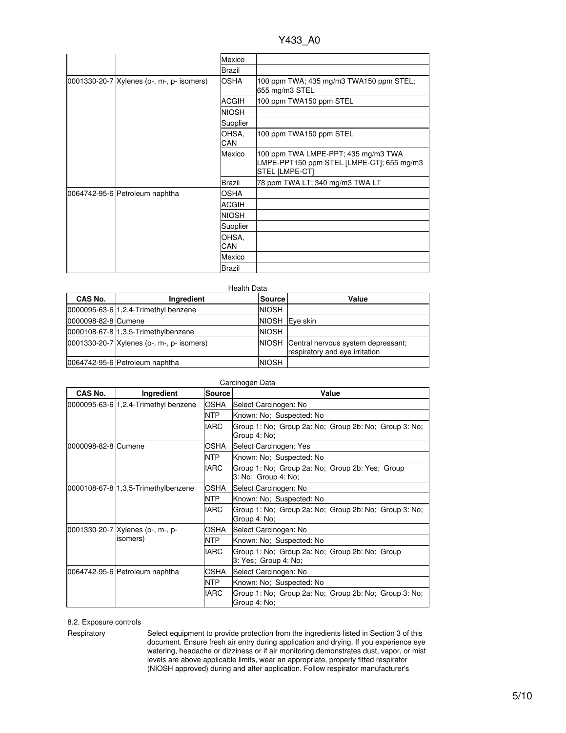| | | Mexico | |
|---|---|---|---|
| | | Brazil | |
| 0001330-20-7 | Xylenes (o-, m-, p- isomers) | OSHA | 100 ppm TWA; 435 mg/m3 TWA150 ppm STEL; 655 mg/m3 STEL |
| | | ACGIH | 100 ppm TWA150 ppm STEL |
| | | NIOSH | |
| | | Supplier | |
| | | OHSA, CAN | 100 ppm TWA150 ppm STEL |
| | | Mexico | 100 ppm TWA LMPE-PPT; 435 mg/m3 TWA LMPE-PPT150 ppm STEL [LMPE-CT]; 655 mg/m3 STEL [LMPE-CT] |
| | | Brazil | 78 ppm TWA LT; 340 mg/m3 TWA LT |
| 0064742-95-6 | Petroleum naphtha | OSHA | |
| | | ACGIH | |
| | | NIOSH | |
| | | Supplier | |
| | | OHSA, CAN | |
| | | Mexico | |
| | | Brazil | |

Health Data

| CAS No. | Ingredient | Source | Value |
|---|---|---|---|
| 0000095-63-6 | 1,2,4-Trimethyl benzene | NIOSH | |
| 0000098-82-8 | Cumene | NIOSH | Eye skin |
| 0000108-67-8 | 1,3,5-Trimethylbenzene | NIOSH | |
| 0001330-20-7 | Xylenes (o-, m-, p- isomers) | NIOSH | Central nervous system depressant; respiratory and eye irritation |
| 0064742-95-6 | Petroleum naphtha | NIOSH | |

Carcinogen Data

| CAS No. | Ingredient | Source | Value |
|---|---|---|---|
| 0000095-63-6 | 1,2,4-Trimethyl benzene | OSHA | Select Carcinogen: No |
| | | NTP | Known: No; Suspected: No |
| | | IARC | Group 1: No; Group 2a: No; Group 2b: No; Group 3: No; Group 4: No; |
| 0000098-82-8 | Cumene | OSHA | Select Carcinogen: Yes |
| | | NTP | Known: No; Suspected: No |
| | | IARC | Group 1: No; Group 2a: No; Group 2b: Yes; Group 3: No; Group 4: No; |
| 0000108-67-8 | 1,3,5-Trimethylbenzene | OSHA | Select Carcinogen: No |
| | | NTP | Known: No; Suspected: No |
| | | IARC | Group 1: No; Group 2a: No; Group 2b: No; Group 3: No; Group 4: No; |
| 0001330-20-7 | Xylenes (o-, m-, p- isomers) | OSHA | Select Carcinogen: No |
| | | NTP | Known: No; Suspected: No |
| | | IARC | Group 1: No; Group 2a: No; Group 2b: No; Group 3: Yes; Group 4: No; |
| 0064742-95-6 | Petroleum naphtha | OSHA | Select Carcinogen: No |
| | | NTP | Known: No; Suspected: No |
| | | IARC | Group 1: No; Group 2a: No; Group 2b: No; Group 3: No; Group 4: No; |

8.2. Exposure controls

Respiratory

Select equipment to provide protection from the ingredients listed in Section 3 of this document. Ensure fresh air entry during application and drying. If you experience eye watering, headache or dizziness or if air monitoring demonstrates dust, vapor, or mist levels are above applicable limits, wear an appropriate, properly fitted respirator (NIOSH approved) during and after application. Follow respirator manufacturer's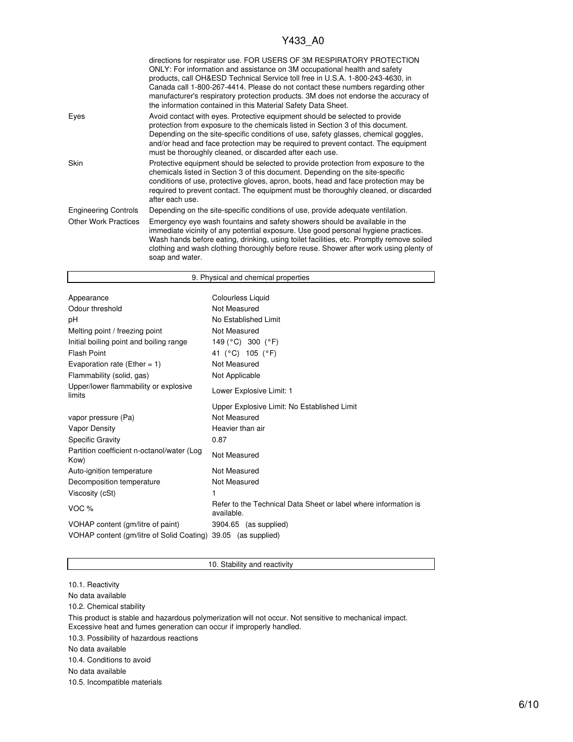| | |
|---|---|
| | directions for respirator use. FOR USERS OF 3M RESPIRATORY PROTECTION ONLY: For information and assistance on 3M occupational health and safety products, call OH&ESD Technical Service toll free in U.S.A. 1-800-243-4630, in Canada call 1-800-267-4414. Please do not contact these numbers regarding other manufacturer's respiratory protection products. 3M does not endorse the accuracy of the information contained in this Material Safety Data Sheet. |
| Eyes | Avoid contact with eyes. Protective equipment should be selected to provide protection from exposure to the chemicals listed in Section 3 of this document. Depending on the site-specific conditions of use, safety glasses, chemical goggles, and/or head and face protection may be required to prevent contact. The equipment must be thoroughly cleaned, or discarded after each use. |
| Skin | Protective equipment should be selected to provide protection from exposure to the chemicals listed in Section 3 of this document. Depending on the site-specific conditions of use, protective gloves, apron, boots, head and face protection may be required to prevent contact. The equipment must be thoroughly cleaned, or discarded after each use. |
| Engineering Controls | Depending on the site-specific conditions of use, provide adequate ventilation. |
| Other Work Practices | Emergency eye wash fountains and safety showers should be available in the immediate vicinity of any potential exposure. Use good personal hygiene practices. Wash hands before eating, drinking, using toilet facilities, etc. Promptly remove soiled clothing and wash clothing thoroughly before reuse. Shower after work using plenty of soap and water. |

## 9. Physical and chemical properties

| | |
|---|---|
| Appearance | Colourless Liquid |
| Odour threshold | Not Measured |
| pH | No Established Limit |
| Melting point / freezing point | Not Measured |
| Initial boiling point and boiling range | 149 (°C) 300 (°F) |
| Flash Point | 41 (°C) 105 (°F) |
| Evaporation rate (Ether = 1) | Not Measured |
| Flammability (solid, gas) | Not Applicable |
| Upper/lower flammability or explosive limits | Lower Explosive Limit: 1 |
| | Upper Explosive Limit: No Established Limit |
| vapor pressure (Pa) | Not Measured |
| Vapor Density | Heavier than air |
| Specific Gravity | 0.87 |
| Partition coefficient n-octanol/water (Log Kow) | Not Measured |
| Auto-ignition temperature | Not Measured |
| Decomposition temperature | Not Measured |
| Viscosity (cSt) | 1 |
| VOC % | Refer to the Technical Data Sheet or label where information is available. |
| VOHAP content (gm/litre of paint) | 3904.65 (as supplied) |
| VOHAP content (gm/litre of Solid Coating) | 39.05 (as supplied) |

## 10. Stability and reactivity

10.1. Reactivity

No data available

10.2. Chemical stability

This product is stable and hazardous polymerization will not occur. Not sensitive to mechanical impact. Excessive heat and fumes generation can occur if improperly handled.

10.3. Possibility of hazardous reactions

No data available

10.4. Conditions to avoid

No data available

10.5. Incompatible materials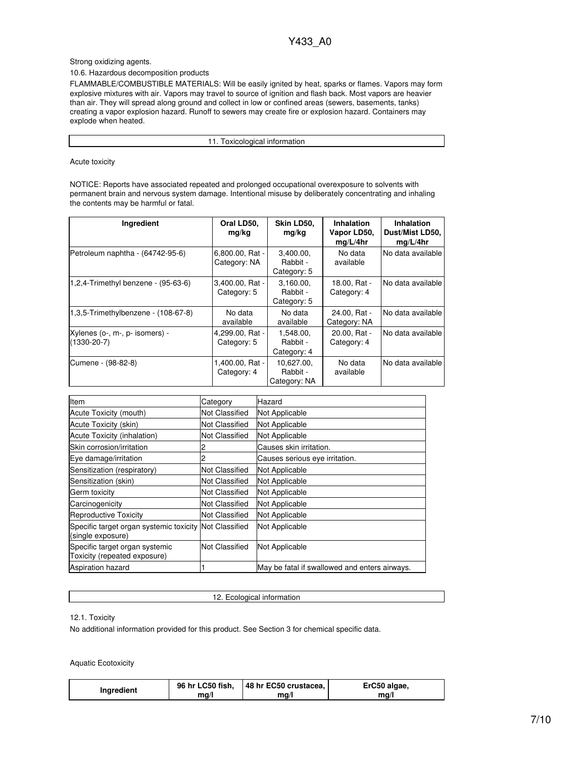Strong oxidizing agents.

10.6. Hazardous decomposition products

FLAMMABLE/COMBUSTIBLE MATERIALS: Will be easily ignited by heat, sparks or flames. Vapors may form explosive mixtures with air. Vapors may travel to source of ignition and flash back. Most vapors are heavier than air. They will spread along ground and collect in low or confined areas (sewers, basements, tanks) creating a vapor explosion hazard. Runoff to sewers may create fire or explosion hazard. Containers may explode when heated.

## 11. Toxicological information

Acute toxicity

NOTICE: Reports have associated repeated and prolonged occupational overexposure to solvents with permanent brain and nervous system damage. Intentional misuse by deliberately concentrating and inhaling the contents may be harmful or fatal.

| Ingredient | Oral LD50, mg/kg | Skin LD50, mg/kg | Inhalation Vapor LD50, mg/L/4hr | Inhalation Dust/Mist LD50, mg/L/4hr |
|---|---|---|---|---|
| Petroleum naphtha - (64742-95-6) | 6,800.00, Rat - Category: NA | 3,400.00, Rabbit - Category: 5 | No data available | No data available |
| 1,2,4-Trimethyl benzene - (95-63-6) | 3,400.00, Rat - Category: 5 | 3,160.00, Rabbit - Category: 5 | 18.00, Rat - Category: 4 | No data available |
| 1,3,5-Trimethylbenzene - (108-67-8) | No data available | No data available | 24.00, Rat - Category: NA | No data available |
| Xylenes (o-, m-, p- isomers) - (1330-20-7) | 4,299.00, Rat - Category: 5 | 1,548.00, Rabbit - Category: 4 | 20.00, Rat - Category: 4 | No data available |
| Cumene - (98-82-8) | 1,400.00, Rat - Category: 4 | 10,627.00, Rabbit - Category: NA | No data available | No data available |

| Item | Category | Hazard |
|---|---|---|
| Acute Toxicity (mouth) | Not Classified | Not Applicable |
| Acute Toxicity (skin) | Not Classified | Not Applicable |
| Acute Toxicity (inhalation) | Not Classified | Not Applicable |
| Skin corrosion/irritation | 2 | Causes skin irritation. |
| Eye damage/irritation | 2 | Causes serious eye irritation. |
| Sensitization (respiratory) | Not Classified | Not Applicable |
| Sensitization (skin) | Not Classified | Not Applicable |
| Germ toxicity | Not Classified | Not Applicable |
| Carcinogenicity | Not Classified | Not Applicable |
| Reproductive Toxicity | Not Classified | Not Applicable |
| Specific target organ systemic toxicity (single exposure) | Not Classified | Not Applicable |
| Specific target organ systemic Toxicity (repeated exposure) | Not Classified | Not Applicable |
| Aspiration hazard | 1 | May be fatal if swallowed and enters airways. |

## 12. Ecological information

12.1. Toxicity

No additional information provided for this product. See Section 3 for chemical specific data.

Aquatic Ecotoxicity

| Ingredient | 96 hr LC50 fish, mg/l | 48 hr EC50 crustacea, mg/l | ErC50 algae, mg/l |
|---|---|---|---|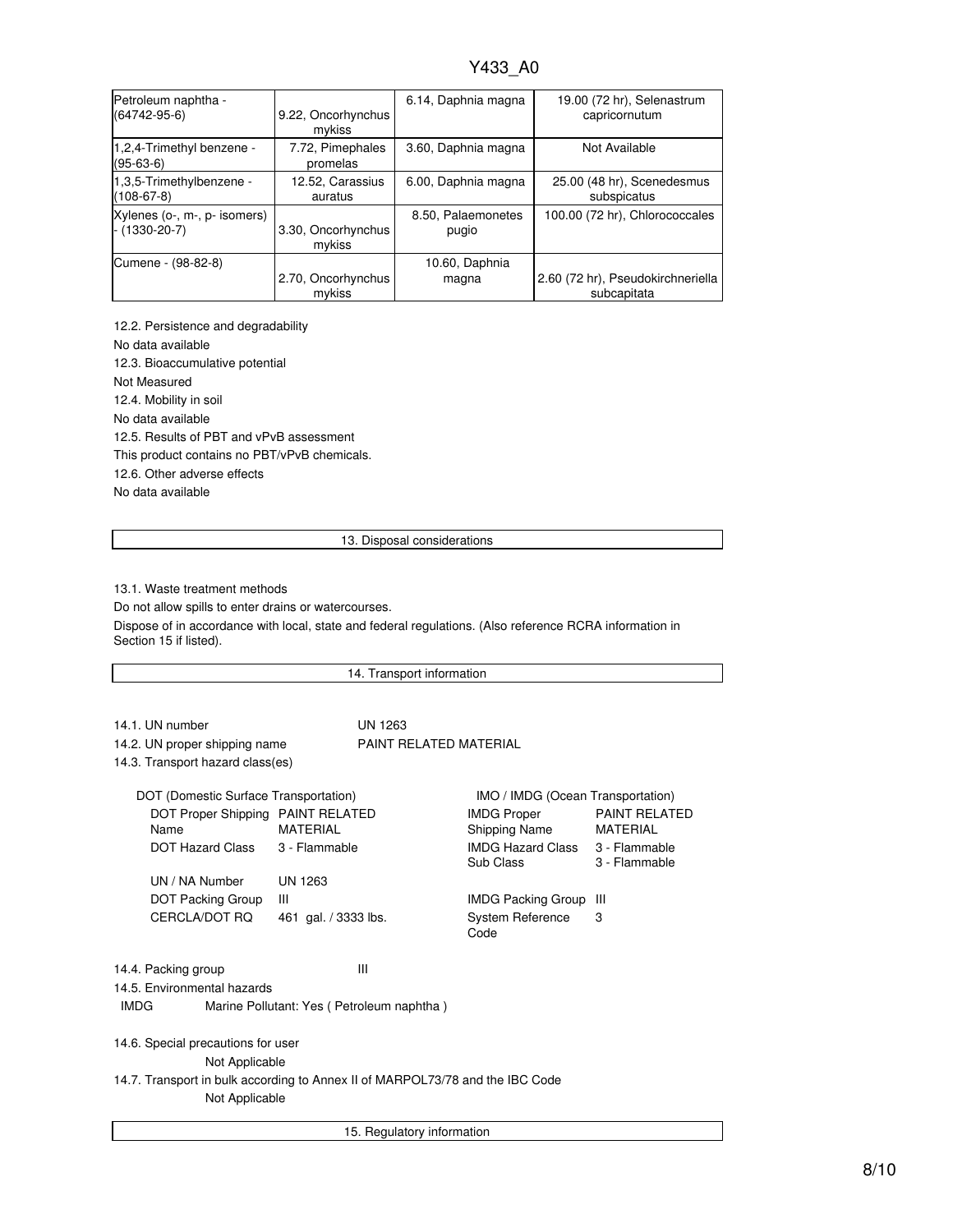| | | | |
|---|---|---|---|
| Petroleum naphtha - (64742-95-6) | 9.22, Oncorhynchus mykiss | 6.14, Daphnia magna | 19.00 (72 hr), Selenastrum capricornutum |
| 1,2,4-Trimethyl benzene - (95-63-6) | 7.72, Pimephales promelas | 3.60, Daphnia magna | Not Available |
| 1,3,5-Trimethylbenzene - (108-67-8) | 12.52, Carassius auratus | 6.00, Daphnia magna | 25.00 (48 hr), Scenedesmus subspicatus |
| Xylenes (o-, m-, p- isomers) - (1330-20-7) | 3.30, Oncorhynchus mykiss | 8.50, Palaemonetes pugio | 100.00 (72 hr), Chlorococcales |
| Cumene - (98-82-8) | 2.70, Oncorhynchus mykiss | 10.60, Daphnia magna | 2.60 (72 hr), Pseudokirchneriella subcapitata |

12.2. Persistence and degradability

No data available

12.3. Bioaccumulative potential

Not Measured

12.4. Mobility in soil

No data available

12.5. Results of PBT and vPvB assessment

This product contains no PBT/vPvB chemicals.

12.6. Other adverse effects

No data available

## 13. Disposal considerations

13.1. Waste treatment methods

Do not allow spills to enter drains or watercourses.

Dispose of in accordance with local, state and federal regulations. (Also reference RCRA information in Section 15 if listed).

## 14. Transport information

14.1. UN number UN 1263

14.2. UN proper shipping name PAINT RELATED MATERIAL

14.3. Transport hazard class(es)

**DOT (Domestic Surface Transportation)**

| | |
|---|---|
| DOT Proper Shipping Name | PAINT RELATED MATERIAL |
| DOT Hazard Class | 3 - Flammable |
| UN / NA Number | UN 1263 |
| DOT Packing Group | III |
| CERCLA/DOT RQ | 461 gal. / 3333 lbs. |

**IMO / IMDG (Ocean Transportation)**

| | |
|---|---|
| IMDG Proper Shipping Name | PAINT RELATED MATERIAL |
| IMDG Hazard Class | 3 - Flammable |
| Sub Class | 3 - Flammable |
| IMDG Packing Group | III |
| System Reference Code | 3 |

14.4. Packing group III

14.5. Environmental hazards

IMDG Marine Pollutant: Yes ( Petroleum naphtha )

14.6. Special precautions for user

Not Applicable

14.7. Transport in bulk according to Annex II of MARPOL73/78 and the IBC Code

Not Applicable

## 15. Regulatory information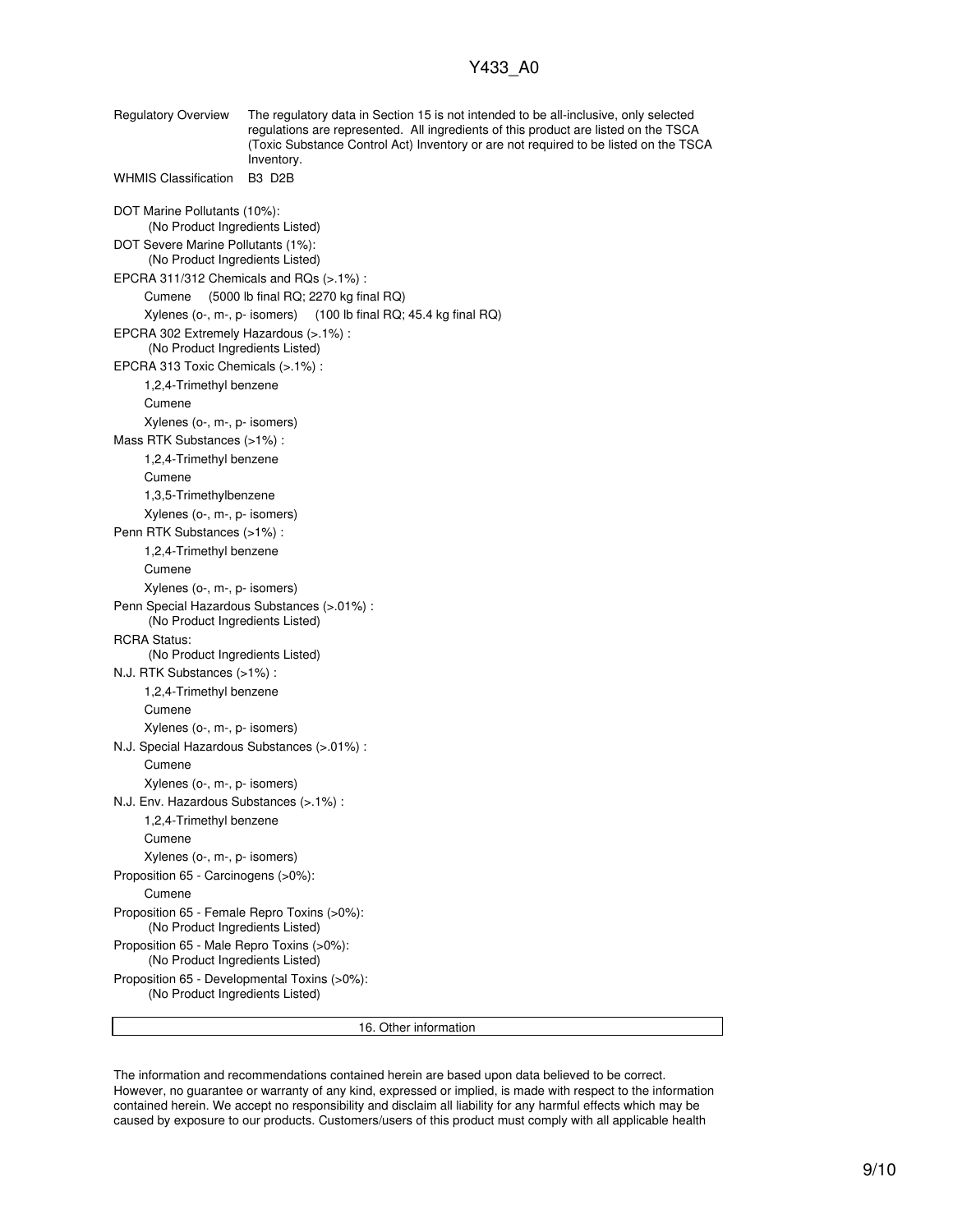**Regulatory Overview** The regulatory data in Section 15 is not intended to be all-inclusive, only selected regulations are represented. All ingredients of this product are listed on the TSCA (Toxic Substance Control Act) Inventory or are not required to be listed on the TSCA Inventory.

**WHMIS Classification** B3 D2B

DOT Marine Pollutants (10%):
(No Product Ingredients Listed)

DOT Severe Marine Pollutants (1%):
(No Product Ingredients Listed)

EPCRA 311/312 Chemicals and RQs (>.1%) :
- Cumene (5000 lb final RQ; 2270 kg final RQ)
- Xylenes (o-, m-, p- isomers) (100 lb final RQ; 45.4 kg final RQ)

EPCRA 302 Extremely Hazardous (>.1%) :
(No Product Ingredients Listed)

EPCRA 313 Toxic Chemicals (>.1%) :
- 1,2,4-Trimethyl benzene
- Cumene
- Xylenes (o-, m-, p- isomers)

Mass RTK Substances (>1%) :
- 1,2,4-Trimethyl benzene
- Cumene
- 1,3,5-Trimethylbenzene
- Xylenes (o-, m-, p- isomers)

Penn RTK Substances (>1%) :
- 1,2,4-Trimethyl benzene
- Cumene
- Xylenes (o-, m-, p- isomers)

Penn Special Hazardous Substances (>.01%) :
(No Product Ingredients Listed)

RCRA Status:
(No Product Ingredients Listed)

N.J. RTK Substances (>1%) :
- 1,2,4-Trimethyl benzene
- Cumene
- Xylenes (o-, m-, p- isomers)

N.J. Special Hazardous Substances (>.01%) :
- Cumene
- Xylenes (o-, m-, p- isomers)

N.J. Env. Hazardous Substances (>.1%) :
- 1,2,4-Trimethyl benzene
- Cumene
- Xylenes (o-, m-, p- isomers)

Proposition 65 - Carcinogens (>0%):
- Cumene

Proposition 65 - Female Repro Toxins (>0%):
(No Product Ingredients Listed)

Proposition 65 - Male Repro Toxins (>0%):
(No Product Ingredients Listed)

Proposition 65 - Developmental Toxins (>0%):
(No Product Ingredients Listed)

## 16. Other information

The information and recommendations contained herein are based upon data believed to be correct. However, no guarantee or warranty of any kind, expressed or implied, is made with respect to the information contained herein. We accept no responsibility and disclaim all liability for any harmful effects which may be caused by exposure to our products. Customers/users of this product must comply with all applicable health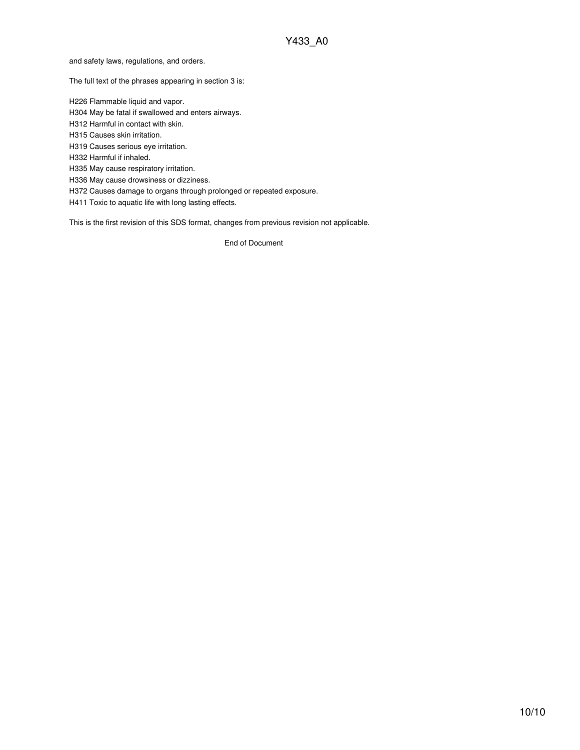and safety laws, regulations, and orders.

The full text of the phrases appearing in section 3 is:

H226 Flammable liquid and vapor.
H304 May be fatal if swallowed and enters airways.
H312 Harmful in contact with skin.
H315 Causes skin irritation.
H319 Causes serious eye irritation.
H332 Harmful if inhaled.
H335 May cause respiratory irritation.
H336 May cause drowsiness or dizziness.
H372 Causes damage to organs through prolonged or repeated exposure.
H411 Toxic to aquatic life with long lasting effects.

This is the first revision of this SDS format, changes from previous revision not applicable.

End of Document